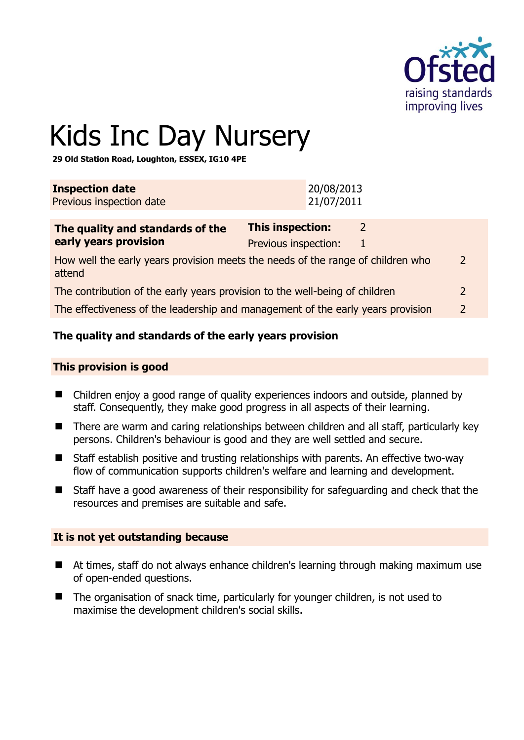# Kids Inc Day Nursery

**29 Old Station Road, Loughton, ESSEX, IG10 4PE**

| **Inspection date** | 20/08/2013 |
|---|---|
| Previous inspection date | 21/07/2011 |

| **The quality and standards of the early years provision** | **This inspection:** 2 / Previous inspection: 1 |
|---|---|
| How well the early years provision meets the needs of the range of children who attend | 2 |
| The contribution of the early years provision to the well-being of children | 2 |
| The effectiveness of the leadership and management of the early years provision | 2 |

## The quality and standards of the early years provision

### This provision is good

- Children enjoy a good range of quality experiences indoors and outside, planned by staff. Consequently, they make good progress in all aspects of their learning.
- There are warm and caring relationships between children and all staff, particularly key persons. Children's behaviour is good and they are well settled and secure.
- Staff establish positive and trusting relationships with parents. An effective two-way flow of communication supports children's welfare and learning and development.
- Staff have a good awareness of their responsibility for safeguarding and check that the resources and premises are suitable and safe.

### It is not yet outstanding because

- At times, staff do not always enhance children's learning through making maximum use of open-ended questions.
- The organisation of snack time, particularly for younger children, is not used to maximise the development children's social skills.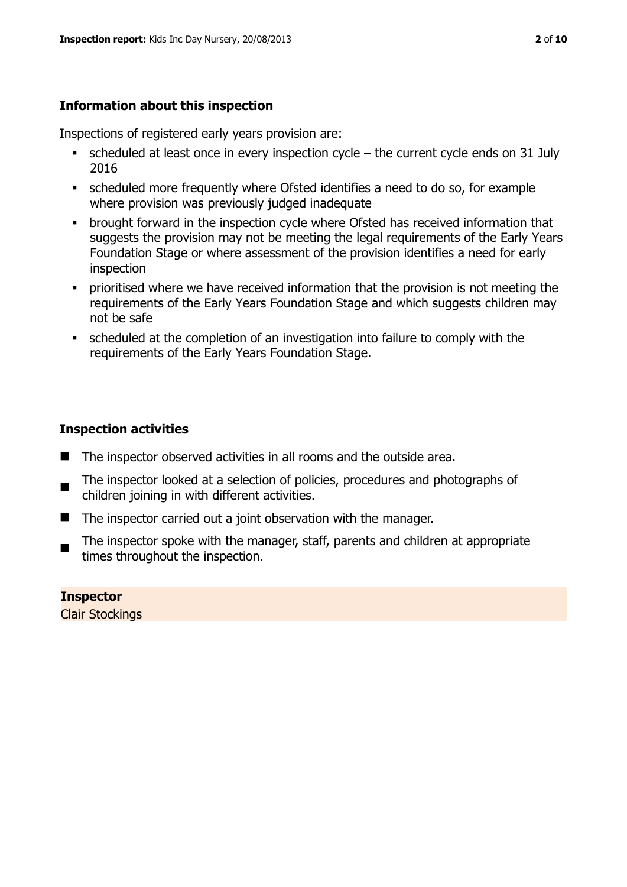## Information about this inspection

Inspections of registered early years provision are:

- scheduled at least once in every inspection cycle – the current cycle ends on 31 July 2016
- scheduled more frequently where Ofsted identifies a need to do so, for example where provision was previously judged inadequate
- brought forward in the inspection cycle where Ofsted has received information that suggests the provision may not be meeting the legal requirements of the Early Years Foundation Stage or where assessment of the provision identifies a need for early inspection
- prioritised where we have received information that the provision is not meeting the requirements of the Early Years Foundation Stage and which suggests children may not be safe
- scheduled at the completion of an investigation into failure to comply with the requirements of the Early Years Foundation Stage.

## Inspection activities

- The inspector observed activities in all rooms and the outside area.
- The inspector looked at a selection of policies, procedures and photographs of children joining in with different activities.
- The inspector carried out a joint observation with the manager.
- The inspector spoke with the manager, staff, parents and children at appropriate times throughout the inspection.

**Inspector**

Clair Stockings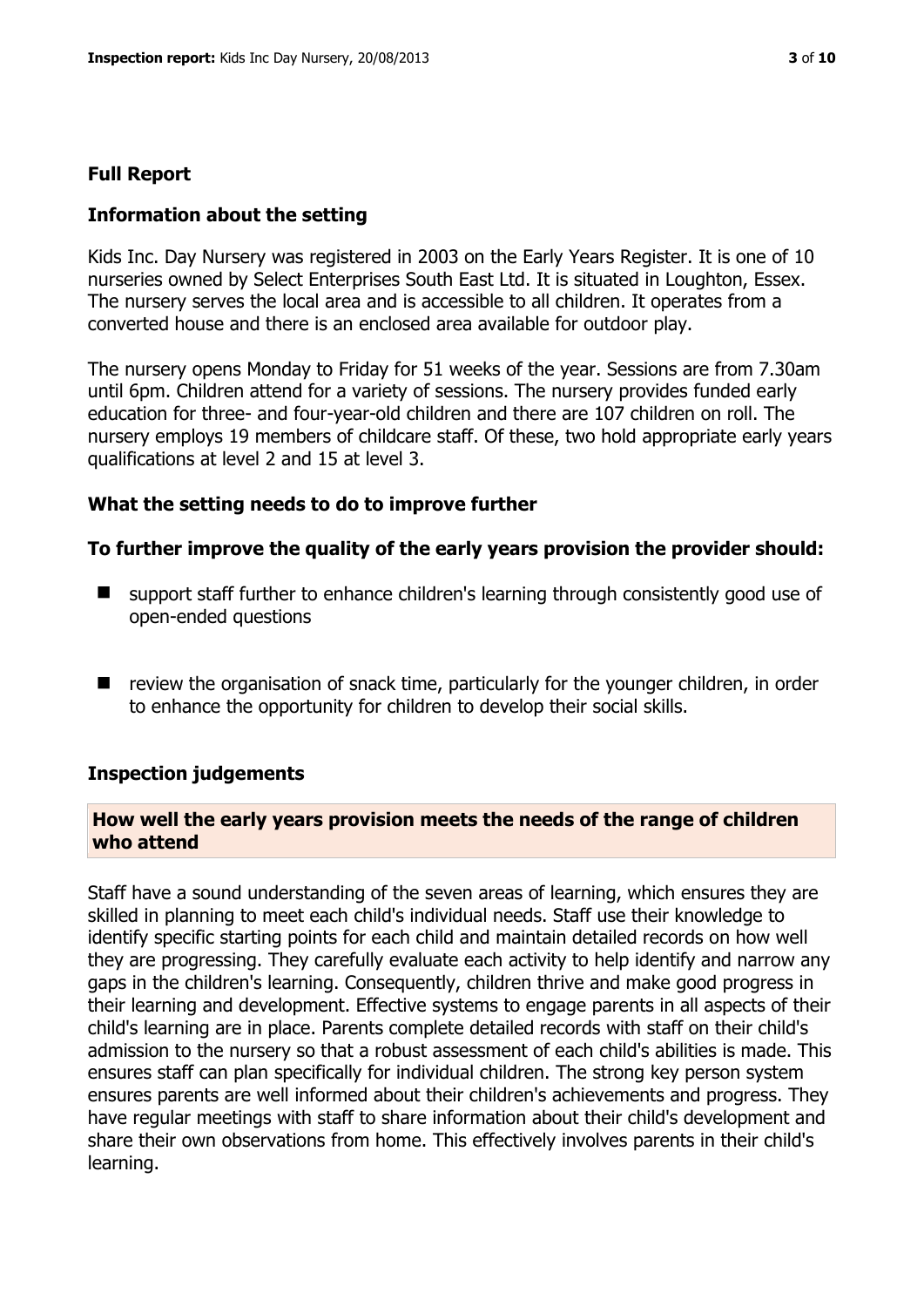## Full Report

### Information about the setting

Kids Inc. Day Nursery was registered in 2003 on the Early Years Register. It is one of 10 nurseries owned by Select Enterprises South East Ltd. It is situated in Loughton, Essex. The nursery serves the local area and is accessible to all children. It operates from a converted house and there is an enclosed area available for outdoor play.

The nursery opens Monday to Friday for 51 weeks of the year. Sessions are from 7.30am until 6pm. Children attend for a variety of sessions. The nursery provides funded early education for three- and four-year-old children and there are 107 children on roll. The nursery employs 19 members of childcare staff. Of these, two hold appropriate early years qualifications at level 2 and 15 at level 3.

### What the setting needs to do to improve further

#### To further improve the quality of the early years provision the provider should:

- support staff further to enhance children's learning through consistently good use of open-ended questions
- review the organisation of snack time, particularly for the younger children, in order to enhance the opportunity for children to develop their social skills.

### Inspection judgements

#### How well the early years provision meets the needs of the range of children who attend

Staff have a sound understanding of the seven areas of learning, which ensures they are skilled in planning to meet each child's individual needs. Staff use their knowledge to identify specific starting points for each child and maintain detailed records on how well they are progressing. They carefully evaluate each activity to help identify and narrow any gaps in the children's learning. Consequently, children thrive and make good progress in their learning and development. Effective systems to engage parents in all aspects of their child's learning are in place. Parents complete detailed records with staff on their child's admission to the nursery so that a robust assessment of each child's abilities is made. This ensures staff can plan specifically for individual children. The strong key person system ensures parents are well informed about their children's achievements and progress. They have regular meetings with staff to share information about their child's development and share their own observations from home. This effectively involves parents in their child's learning.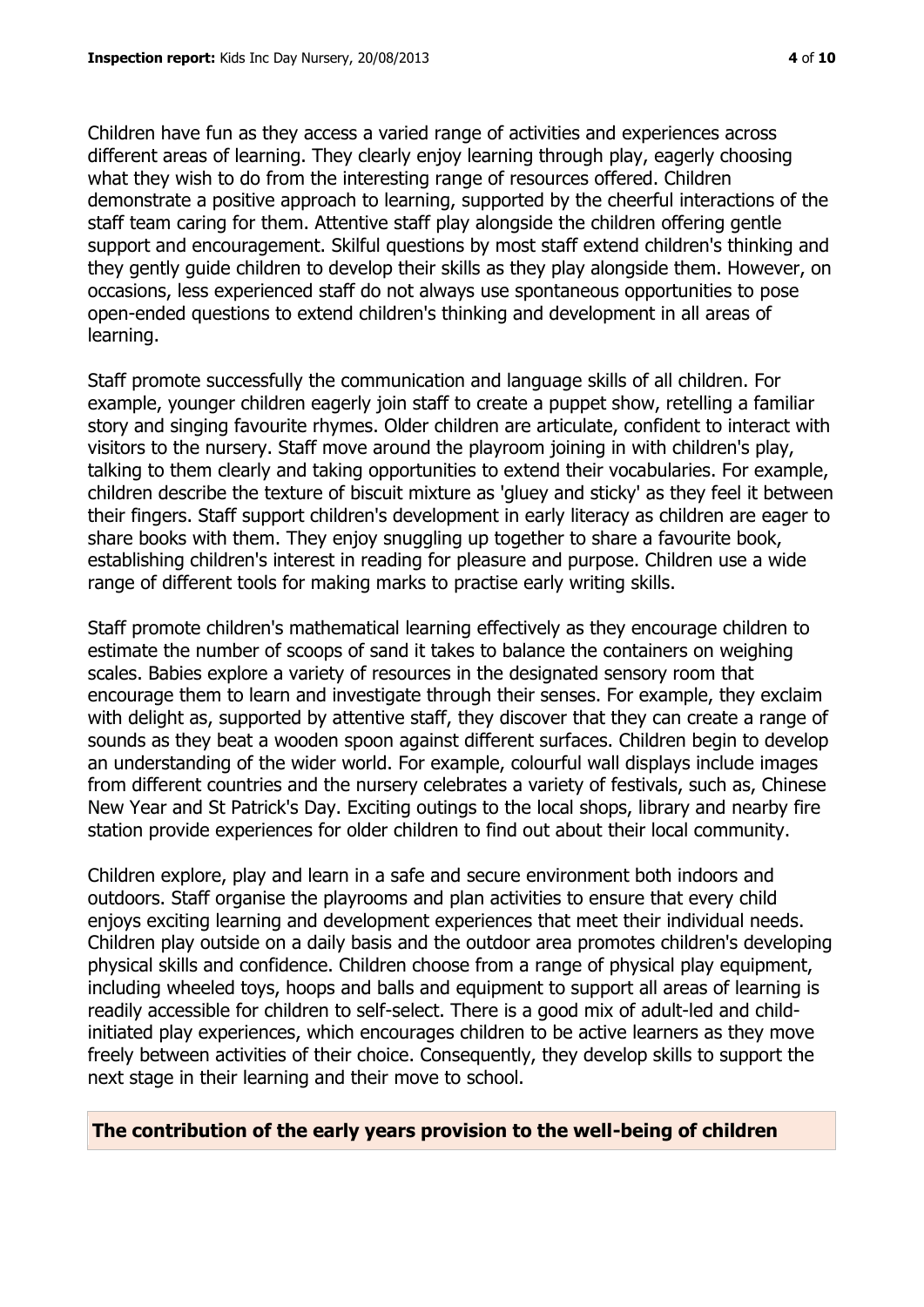Children have fun as they access a varied range of activities and experiences across different areas of learning. They clearly enjoy learning through play, eagerly choosing what they wish to do from the interesting range of resources offered. Children demonstrate a positive approach to learning, supported by the cheerful interactions of the staff team caring for them. Attentive staff play alongside the children offering gentle support and encouragement. Skilful questions by most staff extend children's thinking and they gently guide children to develop their skills as they play alongside them. However, on occasions, less experienced staff do not always use spontaneous opportunities to pose open-ended questions to extend children's thinking and development in all areas of learning.

Staff promote successfully the communication and language skills of all children. For example, younger children eagerly join staff to create a puppet show, retelling a familiar story and singing favourite rhymes. Older children are articulate, confident to interact with visitors to the nursery. Staff move around the playroom joining in with children's play, talking to them clearly and taking opportunities to extend their vocabularies. For example, children describe the texture of biscuit mixture as 'gluey and sticky' as they feel it between their fingers. Staff support children's development in early literacy as children are eager to share books with them. They enjoy snuggling up together to share a favourite book, establishing children's interest in reading for pleasure and purpose. Children use a wide range of different tools for making marks to practise early writing skills.

Staff promote children's mathematical learning effectively as they encourage children to estimate the number of scoops of sand it takes to balance the containers on weighing scales. Babies explore a variety of resources in the designated sensory room that encourage them to learn and investigate through their senses. For example, they exclaim with delight as, supported by attentive staff, they discover that they can create a range of sounds as they beat a wooden spoon against different surfaces. Children begin to develop an understanding of the wider world. For example, colourful wall displays include images from different countries and the nursery celebrates a variety of festivals, such as, Chinese New Year and St Patrick's Day. Exciting outings to the local shops, library and nearby fire station provide experiences for older children to find out about their local community.

Children explore, play and learn in a safe and secure environment both indoors and outdoors. Staff organise the playrooms and plan activities to ensure that every child enjoys exciting learning and development experiences that meet their individual needs. Children play outside on a daily basis and the outdoor area promotes children's developing physical skills and confidence. Children choose from a range of physical play equipment, including wheeled toys, hoops and balls and equipment to support all areas of learning is readily accessible for children to self-select. There is a good mix of adult-led and child-initiated play experiences, which encourages children to be active learners as they move freely between activities of their choice. Consequently, they develop skills to support the next stage in their learning and their move to school.

## The contribution of the early years provision to the well-being of children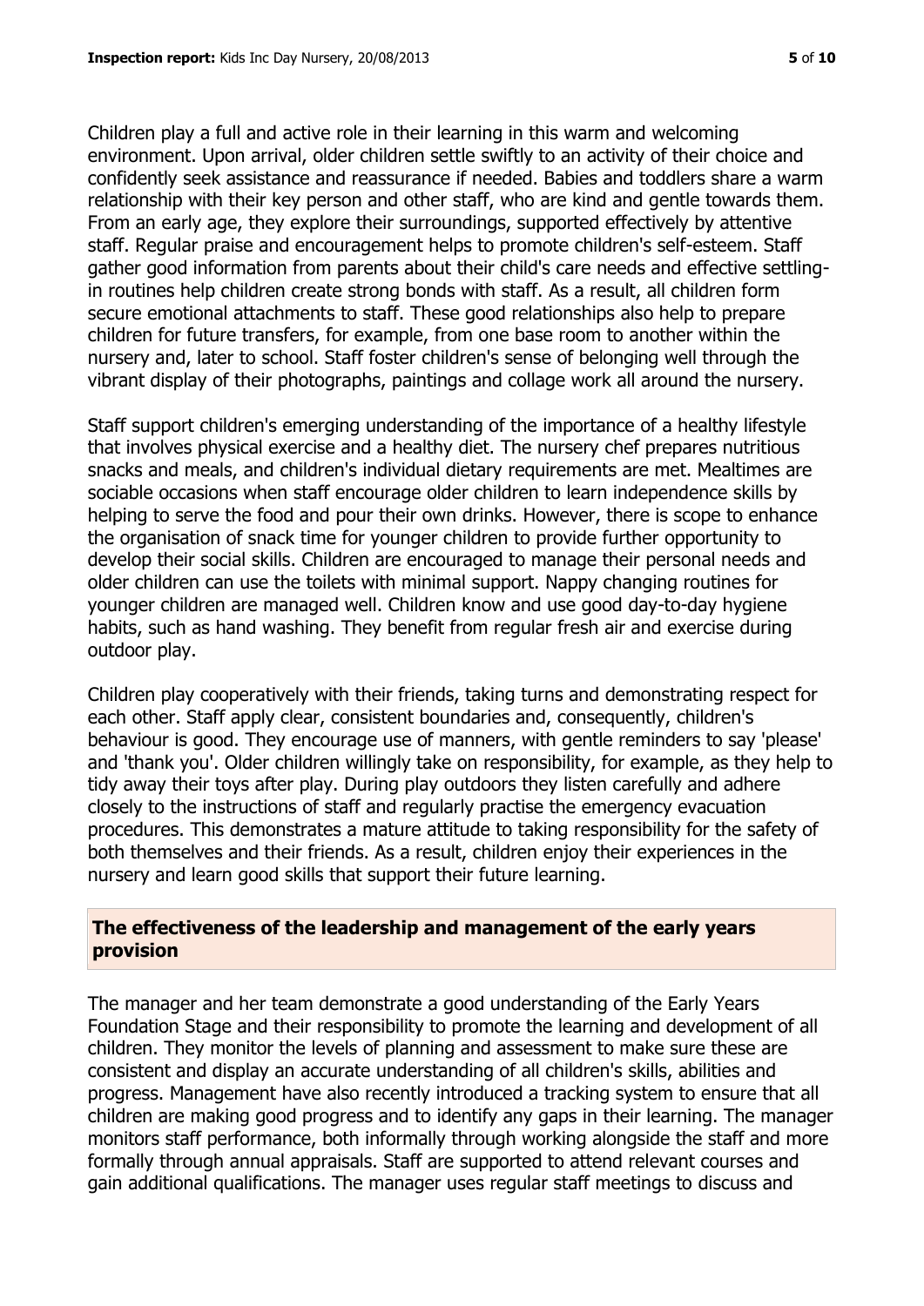Children play a full and active role in their learning in this warm and welcoming environment. Upon arrival, older children settle swiftly to an activity of their choice and confidently seek assistance and reassurance if needed. Babies and toddlers share a warm relationship with their key person and other staff, who are kind and gentle towards them. From an early age, they explore their surroundings, supported effectively by attentive staff. Regular praise and encouragement helps to promote children's self-esteem. Staff gather good information from parents about their child's care needs and effective settling-in routines help children create strong bonds with staff. As a result, all children form secure emotional attachments to staff. These good relationships also help to prepare children for future transfers, for example, from one base room to another within the nursery and, later to school. Staff foster children's sense of belonging well through the vibrant display of their photographs, paintings and collage work all around the nursery.

Staff support children's emerging understanding of the importance of a healthy lifestyle that involves physical exercise and a healthy diet. The nursery chef prepares nutritious snacks and meals, and children's individual dietary requirements are met. Mealtimes are sociable occasions when staff encourage older children to learn independence skills by helping to serve the food and pour their own drinks. However, there is scope to enhance the organisation of snack time for younger children to provide further opportunity to develop their social skills. Children are encouraged to manage their personal needs and older children can use the toilets with minimal support. Nappy changing routines for younger children are managed well. Children know and use good day-to-day hygiene habits, such as hand washing. They benefit from regular fresh air and exercise during outdoor play.

Children play cooperatively with their friends, taking turns and demonstrating respect for each other. Staff apply clear, consistent boundaries and, consequently, children's behaviour is good. They encourage use of manners, with gentle reminders to say 'please' and 'thank you'. Older children willingly take on responsibility, for example, as they help to tidy away their toys after play. During play outdoors they listen carefully and adhere closely to the instructions of staff and regularly practise the emergency evacuation procedures. This demonstrates a mature attitude to taking responsibility for the safety of both themselves and their friends. As a result, children enjoy their experiences in the nursery and learn good skills that support their future learning.

## The effectiveness of the leadership and management of the early years provision

The manager and her team demonstrate a good understanding of the Early Years Foundation Stage and their responsibility to promote the learning and development of all children. They monitor the levels of planning and assessment to make sure these are consistent and display an accurate understanding of all children's skills, abilities and progress. Management have also recently introduced a tracking system to ensure that all children are making good progress and to identify any gaps in their learning. The manager monitors staff performance, both informally through working alongside the staff and more formally through annual appraisals. Staff are supported to attend relevant courses and gain additional qualifications. The manager uses regular staff meetings to discuss and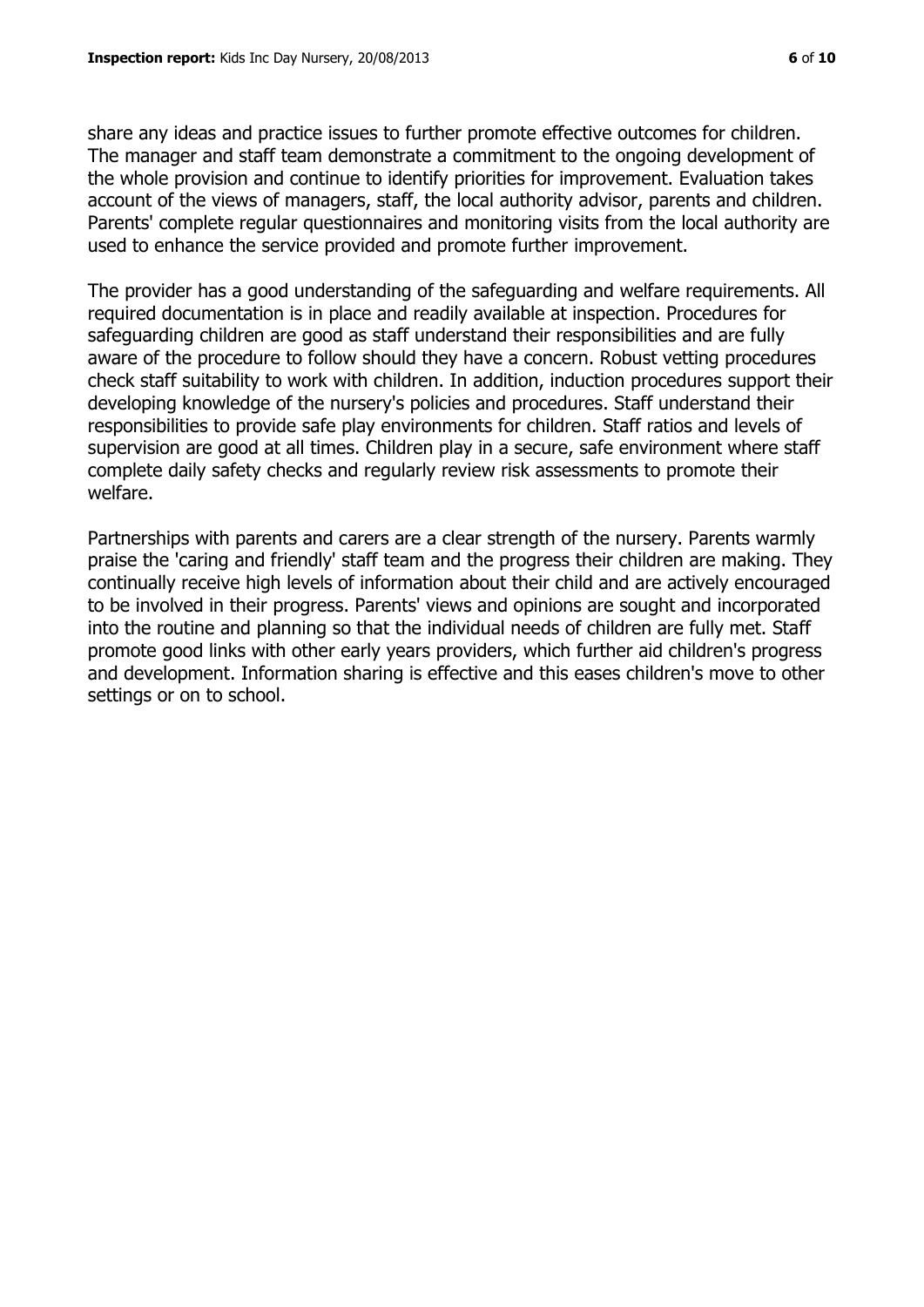share any ideas and practice issues to further promote effective outcomes for children. The manager and staff team demonstrate a commitment to the ongoing development of the whole provision and continue to identify priorities for improvement. Evaluation takes account of the views of managers, staff, the local authority advisor, parents and children. Parents' complete regular questionnaires and monitoring visits from the local authority are used to enhance the service provided and promote further improvement.

The provider has a good understanding of the safeguarding and welfare requirements. All required documentation is in place and readily available at inspection. Procedures for safeguarding children are good as staff understand their responsibilities and are fully aware of the procedure to follow should they have a concern. Robust vetting procedures check staff suitability to work with children. In addition, induction procedures support their developing knowledge of the nursery's policies and procedures. Staff understand their responsibilities to provide safe play environments for children. Staff ratios and levels of supervision are good at all times. Children play in a secure, safe environment where staff complete daily safety checks and regularly review risk assessments to promote their welfare.

Partnerships with parents and carers are a clear strength of the nursery. Parents warmly praise the 'caring and friendly' staff team and the progress their children are making. They continually receive high levels of information about their child and are actively encouraged to be involved in their progress. Parents' views and opinions are sought and incorporated into the routine and planning so that the individual needs of children are fully met. Staff promote good links with other early years providers, which further aid children's progress and development. Information sharing is effective and this eases children's move to other settings or on to school.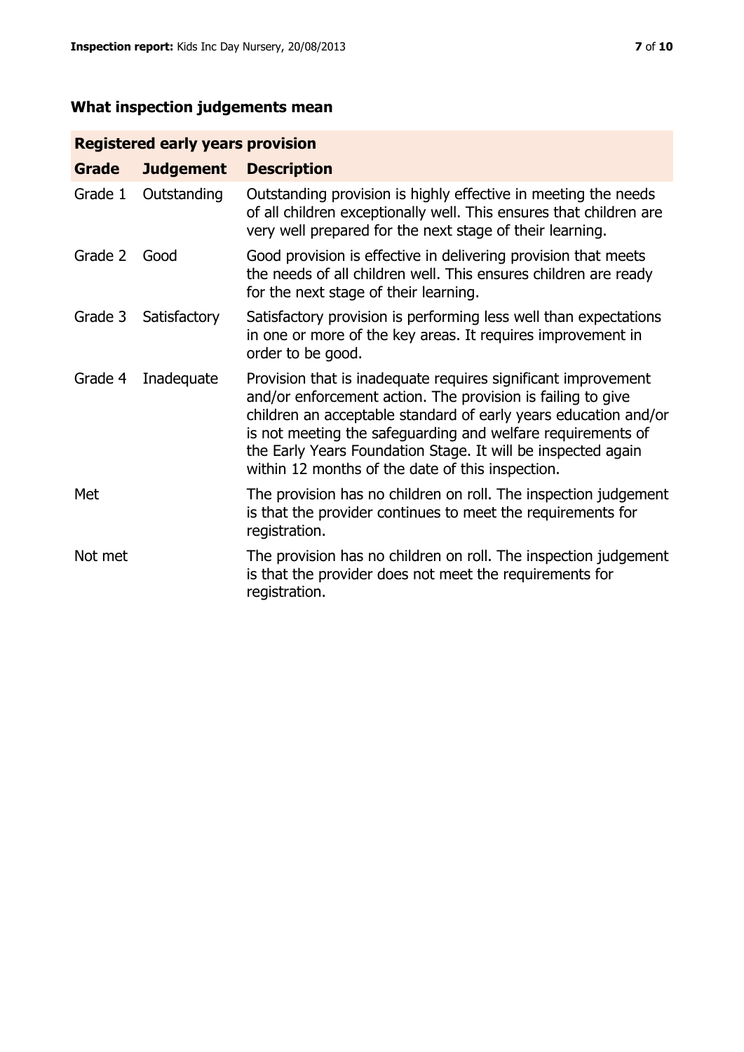## What inspection judgements mean

| Registered early years provision | | |
| --- | --- | --- |
| **Grade** | **Judgement** | **Description** |
| Grade 1 | Outstanding | Outstanding provision is highly effective in meeting the needs of all children exceptionally well. This ensures that children are very well prepared for the next stage of their learning. |
| Grade 2 | Good | Good provision is effective in delivering provision that meets the needs of all children well. This ensures children are ready for the next stage of their learning. |
| Grade 3 | Satisfactory | Satisfactory provision is performing less well than expectations in one or more of the key areas. It requires improvement in order to be good. |
| Grade 4 | Inadequate | Provision that is inadequate requires significant improvement and/or enforcement action. The provision is failing to give children an acceptable standard of early years education and/or is not meeting the safeguarding and welfare requirements of the Early Years Foundation Stage. It will be inspected again within 12 months of the date of this inspection. |
| Met | | The provision has no children on roll. The inspection judgement is that the provider continues to meet the requirements for registration. |
| Not met | | The provision has no children on roll. The inspection judgement is that the provider does not meet the requirements for registration. |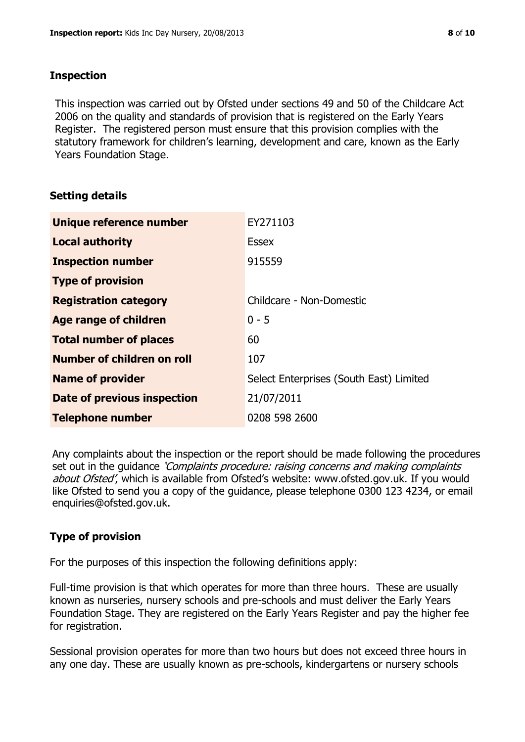## Inspection

This inspection was carried out by Ofsted under sections 49 and 50 of the Childcare Act 2006 on the quality and standards of provision that is registered on the Early Years Register. The registered person must ensure that this provision complies with the statutory framework for children's learning, development and care, known as the Early Years Foundation Stage.

## Setting details

| | |
|---|---|
| **Unique reference number** | EY271103 |
| **Local authority** | Essex |
| **Inspection number** | 915559 |
| **Type of provision** | |
| **Registration category** | Childcare - Non-Domestic |
| **Age range of children** | 0 - 5 |
| **Total number of places** | 60 |
| **Number of children on roll** | 107 |
| **Name of provider** | Select Enterprises (South East) Limited |
| **Date of previous inspection** | 21/07/2011 |
| **Telephone number** | 0208 598 2600 |

Any complaints about the inspection or the report should be made following the procedures set out in the guidance *'Complaints procedure: raising concerns and making complaints about Ofsted'*, which is available from Ofsted's website: www.ofsted.gov.uk. If you would like Ofsted to send you a copy of the guidance, please telephone 0300 123 4234, or email enquiries@ofsted.gov.uk.

## Type of provision

For the purposes of this inspection the following definitions apply:

Full-time provision is that which operates for more than three hours. These are usually known as nurseries, nursery schools and pre-schools and must deliver the Early Years Foundation Stage. They are registered on the Early Years Register and pay the higher fee for registration.

Sessional provision operates for more than two hours but does not exceed three hours in any one day. These are usually known as pre-schools, kindergartens or nursery schools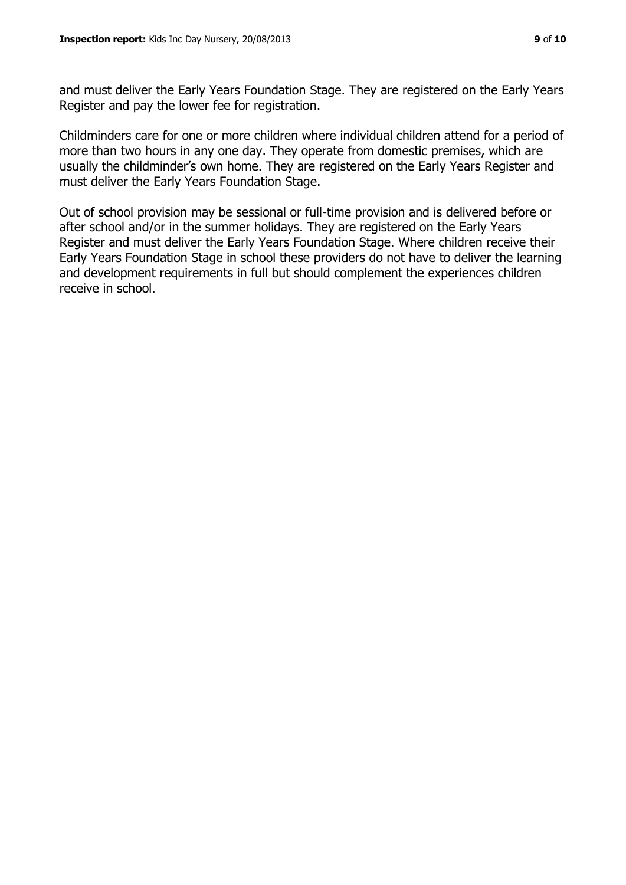and must deliver the Early Years Foundation Stage. They are registered on the Early Years Register and pay the lower fee for registration.

Childminders care for one or more children where individual children attend for a period of more than two hours in any one day. They operate from domestic premises, which are usually the childminder's own home. They are registered on the Early Years Register and must deliver the Early Years Foundation Stage.

Out of school provision may be sessional or full-time provision and is delivered before or after school and/or in the summer holidays. They are registered on the Early Years Register and must deliver the Early Years Foundation Stage. Where children receive their Early Years Foundation Stage in school these providers do not have to deliver the learning and development requirements in full but should complement the experiences children receive in school.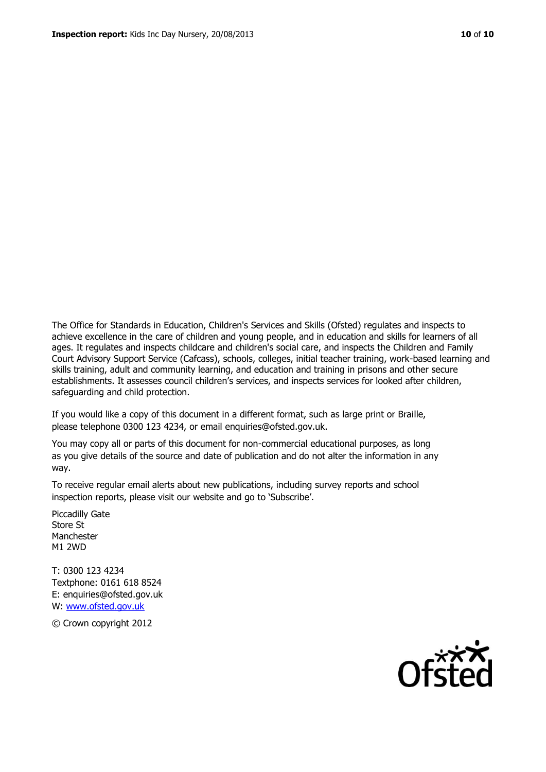The Office for Standards in Education, Children's Services and Skills (Ofsted) regulates and inspects to achieve excellence in the care of children and young people, and in education and skills for learners of all ages. It regulates and inspects childcare and children's social care, and inspects the Children and Family Court Advisory Support Service (Cafcass), schools, colleges, initial teacher training, work-based learning and skills training, adult and community learning, and education and training in prisons and other secure establishments. It assesses council children's services, and inspects services for looked after children, safeguarding and child protection.

If you would like a copy of this document in a different format, such as large print or Braille, please telephone 0300 123 4234, or email enquiries@ofsted.gov.uk.

You may copy all or parts of this document for non-commercial educational purposes, as long as you give details of the source and date of publication and do not alter the information in any way.

To receive regular email alerts about new publications, including survey reports and school inspection reports, please visit our website and go to 'Subscribe'.

Piccadilly Gate
Store St
Manchester
M1 2WD

T: 0300 123 4234
Textphone: 0161 618 8524
E: enquiries@ofsted.gov.uk
W: www.ofsted.gov.uk

© Crown copyright 2012

Ofsted